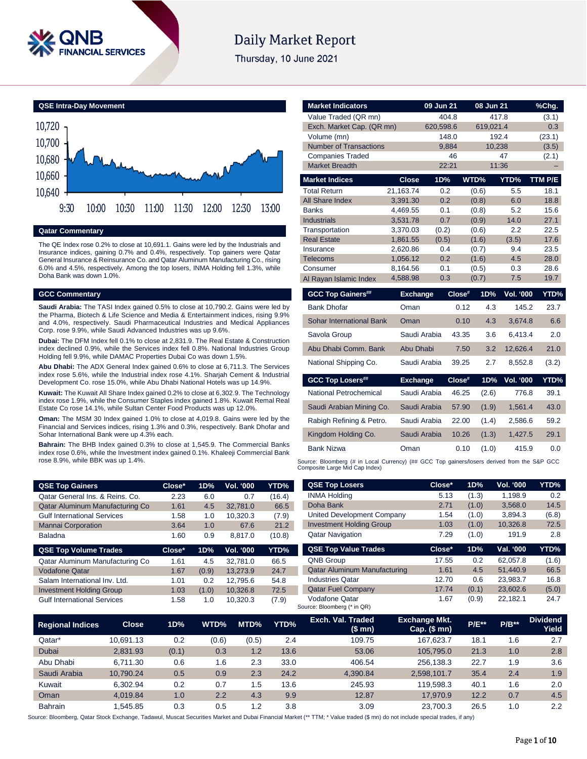# Daily Market Report

Thursday, 10 June 2021

## QSE Intra-Day Movement

## Qatar Commentary

The QE Index rose 0.2% to close at 10,691.1. Gains were led by the Industrials and Insurance indices, gaining 0.7% and 0.4%, respectively. Top gainers were Qatar General Insurance & Reinsurance Co. and Qatar Aluminum Manufacturing Co., rising 6.0% and 4.5%, respectively. Among the top losers, INMA Holding fell 1.3%, while Doha Bank was down 1.0%.

## GCC Commentary

**Saudi Arabia:** The TASI Index gained 0.5% to close at 10,790.2. Gains were led by the Pharma, Biotech & Life Science and Media & Entertainment indices, rising 9.9% and 4.0%, respectively. Saudi Pharmaceutical Industries and Medical Appliances Corp. rose 9.9%, while Saudi Advanced Industries was up 9.6%.

**Dubai:** The DFM Index fell 0.1% to close at 2,831.9. The Real Estate & Construction index declined 0.9%, while the Services index fell 0.8%. National Industries Group Holding fell 9.9%, while DAMAC Properties Dubai Co was down 1.5%.

**Abu Dhabi:** The ADX General Index gained 0.6% to close at 6,711.3. The Services index rose 5.6%, while the Industrial index rose 4.1%. Sharjah Cement & Industrial Development Co. rose 15.0%, while Abu Dhabi National Hotels was up 14.9%.

**Kuwait:** The Kuwait All Share Index gained 0.2% to close at 6,302.9. The Technology index rose 1.9%, while the Consumer Staples index gained 1.8%. Kuwait Remal Real Estate Co rose 14.1%, while Sultan Center Food Products was up 12.0%.

**Oman:** The MSM 30 Index gained 1.0% to close at 4,019.8. Gains were led by the Financial and Services indices, rising 1.3% and 0.3%, respectively. Bank Dhofar and Sohar International Bank were up 4.3% each.

**Bahrain:** The BHB Index gained 0.3% to close at 1,545.9. The Commercial Banks index rose 0.6%, while the Investment index gained 0.1%. Khaleeji Commercial Bank rose 8.9%, while BBK was up 1.4%.

| Market Indicators | 09 Jun 21 | 08 Jun 21 | %Chg. |
|---|---|---|---|
| Value Traded (QR mn) | 404.8 | 417.8 | (3.1) |
| Exch. Market Cap. (QR mn) | 620,598.6 | 619,021.4 | 0.3 |
| Volume (mn) | 148.0 | 192.4 | (23.1) |
| Number of Transactions | 9,884 | 10,238 | (3.5) |
| Companies Traded | 46 | 47 | (2.1) |
| Market Breadth | 22:21 | 11:36 | – |

| Market Indices | Close | 1D% | WTD% | YTD% | TTM P/E |
|---|---|---|---|---|---|
| Total Return | 21,163.74 | 0.2 | (0.6) | 5.5 | 18.1 |
| All Share Index | 3,391.30 | 0.2 | (0.8) | 6.0 | 18.8 |
| Banks | 4,469.55 | 0.1 | (0.8) | 5.2 | 15.6 |
| Industrials | 3,531.78 | 0.7 | (0.9) | 14.0 | 27.1 |
| Transportation | 3,370.03 | (0.2) | (0.6) | 2.2 | 22.5 |
| Real Estate | 1,861.55 | (0.5) | (1.6) | (3.5) | 17.6 |
| Insurance | 2,620.86 | 0.4 | (0.7) | 9.4 | 23.5 |
| Telecoms | 1,056.12 | 0.2 | (1.6) | 4.5 | 28.0 |
| Consumer | 8,164.56 | 0.1 | (0.5) | 0.3 | 28.6 |
| Al Rayan Islamic Index | 4,588.98 | 0.3 | (0.7) | 7.5 | 19.7 |

| GCC Top Gainers## | Exchange | Close# | 1D% | Vol. '000 | YTD% |
|---|---|---|---|---|---|
| Bank Dhofar | Oman | 0.12 | 4.3 | 145.2 | 23.7 |
| Sohar International Bank | Oman | 0.10 | 4.3 | 3,674.8 | 6.6 |
| Savola Group | Saudi Arabia | 43.35 | 3.6 | 6,413.4 | 2.0 |
| Abu Dhabi Comm. Bank | Abu Dhabi | 7.50 | 3.2 | 12,626.4 | 21.0 |
| National Shipping Co. | Saudi Arabia | 39.25 | 2.7 | 8,552.8 | (3.2) |

| GCC Top Losers## | Exchange | Close# | 1D% | Vol. '000 | YTD% |
|---|---|---|---|---|---|
| National Petrochemical | Saudi Arabia | 46.25 | (2.6) | 776.8 | 39.1 |
| Saudi Arabian Mining Co. | Saudi Arabia | 57.90 | (1.9) | 1,561.4 | 43.0 |
| Rabigh Refining & Petro. | Saudi Arabia | 22.00 | (1.4) | 2,586.6 | 59.2 |
| Kingdom Holding Co. | Saudi Arabia | 10.26 | (1.3) | 1,427.5 | 29.1 |
| Bank Nizwa | Oman | 0.10 | (1.0) | 415.9 | 0.0 |

Source: Bloomberg (# in Local Currency) (## GCC Top gainers/losers derived from the S&P GCC Composite Large Mid Cap Index)

| QSE Top Gainers | Close* | 1D% | Vol. '000 | YTD% |
|---|---|---|---|---|
| Qatar General Ins. & Reins. Co. | 2.23 | 6.0 | 0.7 | (16.4) |
| Qatar Aluminum Manufacturing Co | 1.61 | 4.5 | 32,781.0 | 66.5 |
| Gulf International Services | 1.58 | 1.0 | 10,320.3 | (7.9) |
| Mannai Corporation | 3.64 | 1.0 | 67.6 | 21.2 |
| Baladna | 1.60 | 0.9 | 8,817.0 | (10.8) |

| QSE Top Volume Trades | Close* | 1D% | Vol. '000 | YTD% |
|---|---|---|---|---|
| Qatar Aluminum Manufacturing Co | 1.61 | 4.5 | 32,781.0 | 66.5 |
| Vodafone Qatar | 1.67 | (0.9) | 13,273.9 | 24.7 |
| Salam International Inv. Ltd. | 1.01 | 0.2 | 12,795.6 | 54.8 |
| Investment Holding Group | 1.03 | (1.0) | 10,326.8 | 72.5 |
| Gulf International Services | 1.58 | 1.0 | 10,320.3 | (7.9) |

| QSE Top Losers | Close* | 1D% | Vol. '000 | YTD% |
|---|---|---|---|---|
| INMA Holding | 5.13 | (1.3) | 1,198.9 | 0.2 |
| Doha Bank | 2.71 | (1.0) | 3,568.0 | 14.5 |
| United Development Company | 1.54 | (1.0) | 3,894.3 | (6.8) |
| Investment Holding Group | 1.03 | (1.0) | 10,326.8 | 72.5 |
| Qatar Navigation | 7.29 | (1.0) | 191.9 | 2.8 |

| QSE Top Value Trades | Close* | 1D% | Val. '000 | YTD% |
|---|---|---|---|---|
| QNB Group | 17.55 | 0.2 | 62,057.8 | (1.6) |
| Qatar Aluminum Manufacturing | 1.61 | 4.5 | 51,440.9 | 66.5 |
| Industries Qatar | 12.70 | 0.6 | 23,983.7 | 16.8 |
| Qatar Fuel Company | 17.74 | (0.1) | 23,602.6 | (5.0) |
| Vodafone Qatar | 1.67 | (0.9) | 22,182.1 | 24.7 |

Source: Bloomberg (* in QR)

| Regional Indices | Close | 1D% | WTD% | MTD% | YTD% | Exch. Val. Traded ($ mn) | Exchange Mkt. Cap. ($ mn) | P/E** | P/B** | Dividend Yield |
|---|---|---|---|---|---|---|---|---|---|---|
| Qatar* | 10,691.13 | 0.2 | (0.6) | (0.5) | 2.4 | 109.75 | 167,623.7 | 18.1 | 1.6 | 2.7 |
| Dubai | 2,831.93 | (0.1) | 0.3 | 1.2 | 13.6 | 53.06 | 105,795.0 | 21.3 | 1.0 | 2.8 |
| Abu Dhabi | 6,711.30 | 0.6 | 1.6 | 2.3 | 33.0 | 406.54 | 256,138.3 | 22.7 | 1.9 | 3.6 |
| Saudi Arabia | 10,790.24 | 0.5 | 0.9 | 2.3 | 24.2 | 4,390.84 | 2,598,101.7 | 35.4 | 2.4 | 1.9 |
| Kuwait | 6,302.94 | 0.2 | 0.7 | 1.5 | 13.6 | 245.93 | 119,598.3 | 40.1 | 1.6 | 2.0 |
| Oman | 4,019.84 | 1.0 | 2.2 | 4.3 | 9.9 | 12.87 | 17,970.9 | 12.2 | 0.7 | 4.5 |
| Bahrain | 1,545.85 | 0.3 | 0.5 | 1.2 | 3.8 | 3.09 | 23,700.3 | 26.5 | 1.0 | 2.2 |

Source: Bloomberg, Qatar Stock Exchange, Tadawul, Muscat Securities Market and Dubai Financial Market (** TTM; * Value traded ($ mn) do not include special trades, if any)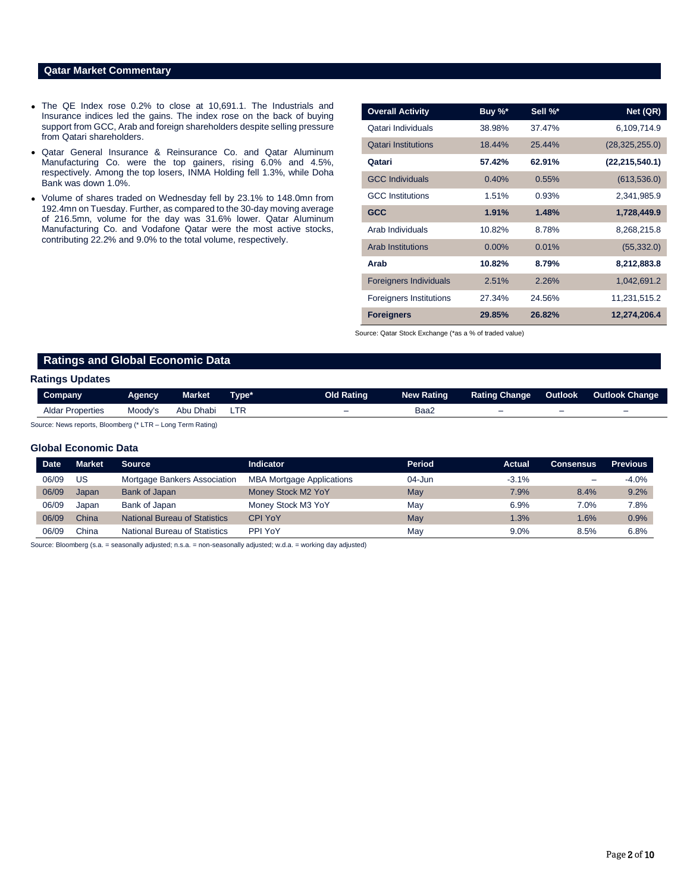## Qatar Market Commentary

- The QE Index rose 0.2% to close at 10,691.1. The Industrials and Insurance indices led the gains. The index rose on the back of buying support from GCC, Arab and foreign shareholders despite selling pressure from Qatari shareholders.
- Qatar General Insurance & Reinsurance Co. and Qatar Aluminum Manufacturing Co. were the top gainers, rising 6.0% and 4.5%, respectively. Among the top losers, INMA Holding fell 1.3%, while Doha Bank was down 1.0%.
- Volume of shares traded on Wednesday fell by 23.1% to 148.0mn from 192.4mn on Tuesday. Further, as compared to the 30-day moving average of 216.5mn, volume for the day was 31.6% lower. Qatar Aluminum Manufacturing Co. and Vodafone Qatar were the most active stocks, contributing 22.2% and 9.0% to the total volume, respectively.

| Overall Activity | Buy %* | Sell %* | Net (QR) |
|---|---|---|---|
| Qatari Individuals | 38.98% | 37.47% | 6,109,714.9 |
| Qatari Institutions | 18.44% | 25.44% | (28,325,255.0) |
| **Qatari** | **57.42%** | **62.91%** | **(22,215,540.1)** |
| GCC Individuals | 0.40% | 0.55% | (613,536.0) |
| GCC Institutions | 1.51% | 0.93% | 2,341,985.9 |
| **GCC** | **1.91%** | **1.48%** | **1,728,449.9** |
| Arab Individuals | 10.82% | 8.78% | 8,268,215.8 |
| Arab Institutions | 0.00% | 0.01% | (55,332.0) |
| **Arab** | **10.82%** | **8.79%** | **8,212,883.8** |
| Foreigners Individuals | 2.51% | 2.26% | 1,042,691.2 |
| Foreigners Institutions | 27.34% | 24.56% | 11,231,515.2 |
| **Foreigners** | **29.85%** | **26.82%** | **12,274,206.4** |

Source: Qatar Stock Exchange (*as a % of traded value)

## Ratings and Global Economic Data

### Ratings Updates

| Company | Agency | Market | Type* | Old Rating | New Rating | Rating Change | Outlook | Outlook Change |
|---|---|---|---|---|---|---|---|---|
| Aldar Properties | Moody's | Abu Dhabi | LTR | – | Baa2 | – | – | – |

Source: News reports, Bloomberg (* LTR – Long Term Rating)

### Global Economic Data

| Date | Market | Source | Indicator | Period | Actual | Consensus | Previous |
|---|---|---|---|---|---|---|---|
| 06/09 | US | Mortgage Bankers Association | MBA Mortgage Applications | 04-Jun | -3.1% | – | -4.0% |
| 06/09 | Japan | Bank of Japan | Money Stock M2 YoY | May | 7.9% | 8.4% | 9.2% |
| 06/09 | Japan | Bank of Japan | Money Stock M3 YoY | May | 6.9% | 7.0% | 7.8% |
| 06/09 | China | National Bureau of Statistics | CPI YoY | May | 1.3% | 1.6% | 0.9% |
| 06/09 | China | National Bureau of Statistics | PPI YoY | May | 9.0% | 8.5% | 6.8% |

Source: Bloomberg (s.a. = seasonally adjusted; n.s.a. = non-seasonally adjusted; w.d.a. = working day adjusted)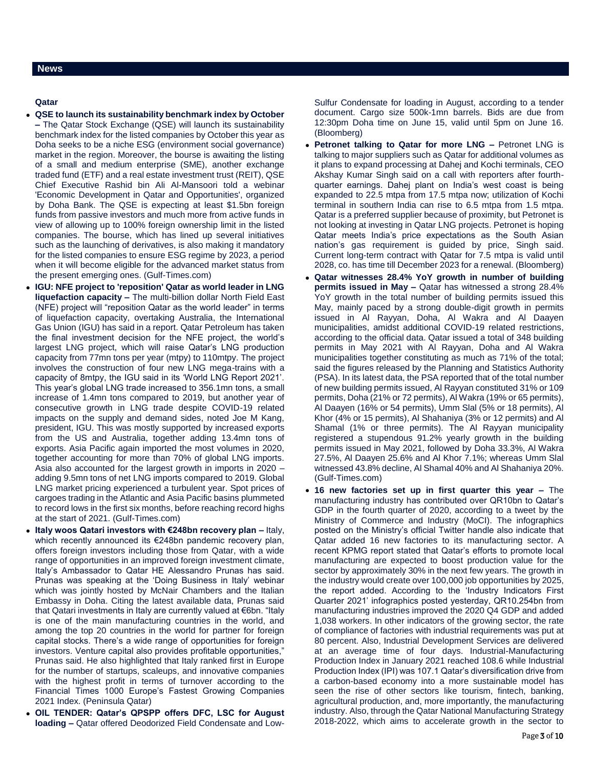## News

### Qatar

- **QSE to launch its sustainability benchmark index by October –** The Qatar Stock Exchange (QSE) will launch its sustainability benchmark index for the listed companies by October this year as Doha seeks to be a niche ESG (environment social governance) market in the region. Moreover, the bourse is awaiting the listing of a small and medium enterprise (SME), another exchange traded fund (ETF) and a real estate investment trust (REIT), QSE Chief Executive Rashid bin Ali Al-Mansoori told a webinar 'Economic Development in Qatar and Opportunities', organized by Doha Bank. The QSE is expecting at least $1.5bn foreign funds from passive investors and much more from active funds in view of allowing up to 100% foreign ownership limit in the listed companies. The bourse, which has lined up several initiatives such as the launching of derivatives, is also making it mandatory for the listed companies to ensure ESG regime by 2023, a period when it will become eligible for the advanced market status from the present emerging ones. (Gulf-Times.com)
- **IGU: NFE project to 'reposition' Qatar as world leader in LNG liquefaction capacity –** The multi-billion dollar North Field East (NFE) project will "reposition Qatar as the world leader" in terms of liquefaction capacity, overtaking Australia, the International Gas Union (IGU) has said in a report. Qatar Petroleum has taken the final investment decision for the NFE project, the world's largest LNG project, which will raise Qatar's LNG production capacity from 77mn tons per year (mtpy) to 110mtpy. The project involves the construction of four new LNG mega-trains with a capacity of 8mtpy, the IGU said in its 'World LNG Report 2021'. This year's global LNG trade increased to 356.1mn tons, a small increase of 1.4mn tons compared to 2019, but another year of consecutive growth in LNG trade despite COVID-19 related impacts on the supply and demand sides, noted Joe M Kang, president, IGU. This was mostly supported by increased exports from the US and Australia, together adding 13.4mn tons of exports. Asia Pacific again imported the most volumes in 2020, together accounting for more than 70% of global LNG imports. Asia also accounted for the largest growth in imports in 2020 – adding 9.5mn tons of net LNG imports compared to 2019. Global LNG market pricing experienced a turbulent year. Spot prices of cargoes trading in the Atlantic and Asia Pacific basins plummeted to record lows in the first six months, before reaching record highs at the start of 2021. (Gulf-Times.com)
- **Italy woos Qatari investors with €248bn recovery plan –** Italy, which recently announced its €248bn pandemic recovery plan, offers foreign investors including those from Qatar, with a wide range of opportunities in an improved foreign investment climate, Italy's Ambassador to Qatar HE Alessandro Prunas has said. Prunas was speaking at the 'Doing Business in Italy' webinar which was jointly hosted by McNair Chambers and the Italian Embassy in Doha. Citing the latest available data, Prunas said that Qatari investments in Italy are currently valued at €6bn. "Italy is one of the main manufacturing countries in the world, and among the top 20 countries in the world for partner for foreign capital stocks. There's a wide range of opportunities for foreign investors. Venture capital also provides profitable opportunities," Prunas said. He also highlighted that Italy ranked first in Europe for the number of startups, scaleups, and innovative companies with the highest profit in terms of turnover according to the Financial Times 1000 Europe's Fastest Growing Companies 2021 Index. (Peninsula Qatar)
- **OIL TENDER: Qatar's QPSPP offers DFC, LSC for August loading –** Qatar offered Deodorized Field Condensate and Low-Sulfur Condensate for loading in August, according to a tender document. Cargo size 500k-1mn barrels. Bids are due from 12:30pm Doha time on June 15, valid until 5pm on June 16. (Bloomberg)
- **Petronet talking to Qatar for more LNG –** Petronet LNG is talking to major suppliers such as Qatar for additional volumes as it plans to expand processing at Dahej and Kochi terminals, CEO Akshay Kumar Singh said on a call with reporters after fourth-quarter earnings. Dahej plant on India's west coast is being expanded to 22.5 mtpa from 17.5 mtpa now; utilization of Kochi terminal in southern India can rise to 6.5 mtpa from 1.5 mtpa. Qatar is a preferred supplier because of proximity, but Petronet is not looking at investing in Qatar LNG projects. Petronet is hoping Qatar meets India's price expectations as the South Asian nation's gas requirement is guided by price, Singh said. Current long-term contract with Qatar for 7.5 mtpa is valid until 2028, co. has time till December 2023 for a renewal. (Bloomberg)
- **Qatar witnesses 28.4% YoY growth in number of building permits issued in May –** Qatar has witnessed a strong 28.4% YoY growth in the total number of building permits issued this May, mainly paced by a strong double-digit growth in permits issued in Al Rayyan, Doha, Al Wakra and Al Daayen municipalities, amidst additional COVID-19 related restrictions, according to the official data. Qatar issued a total of 348 building permits in May 2021 with Al Rayyan, Doha and Al Wakra municipalities together constituting as much as 71% of the total; said the figures released by the Planning and Statistics Authority (PSA). In its latest data, the PSA reported that of the total number of new building permits issued, Al Rayyan constituted 31% or 109 permits, Doha (21% or 72 permits), Al Wakra (19% or 65 permits), Al Daayen (16% or 54 permits), Umm Slal (5% or 18 permits), Al Khor (4% or 15 permits), Al Shahaniya (3% or 12 permits) and Al Shamal (1% or three permits). The Al Rayyan municipality registered a stupendous 91.2% yearly growth in the building permits issued in May 2021, followed by Doha 33.3%, Al Wakra 27.5%, Al Daayen 25.6% and Al Khor 7.1%; whereas Umm Slal witnessed 43.8% decline, Al Shamal 40% and Al Shahaniya 20%. (Gulf-Times.com)
- **16 new factories set up in first quarter this year –** The manufacturing industry has contributed over QR10bn to Qatar's GDP in the fourth quarter of 2020, according to a tweet by the Ministry of Commerce and Industry (MoCI). The infographics posted on the Ministry's official Twitter handle also indicate that Qatar added 16 new factories to its manufacturing sector. A recent KPMG report stated that Qatar's efforts to promote local manufacturing are expected to boost production value for the sector by approximately 30% in the next few years. The growth in the industry would create over 100,000 job opportunities by 2025, the report added. According to the 'Industry Indicators First Quarter 2021' infographics posted yesterday, QR10.254bn from manufacturing industries improved the 2020 Q4 GDP and added 1,038 workers. In other indicators of the growing sector, the rate of compliance of factories with industrial requirements was put at 80 percent. Also, Industrial Development Services are delivered at an average time of four days. Industrial-Manufacturing Production Index in January 2021 reached 108.6 while Industrial Production Index (IPI) was 107.1 Qatar's diversification drive from a carbon-based economy into a more sustainable model has seen the rise of other sectors like tourism, fintech, banking, agricultural production, and, more importantly, the manufacturing industry. Also, through the Qatar National Manufacturing Strategy 2018-2022, which aims to accelerate growth in the sector to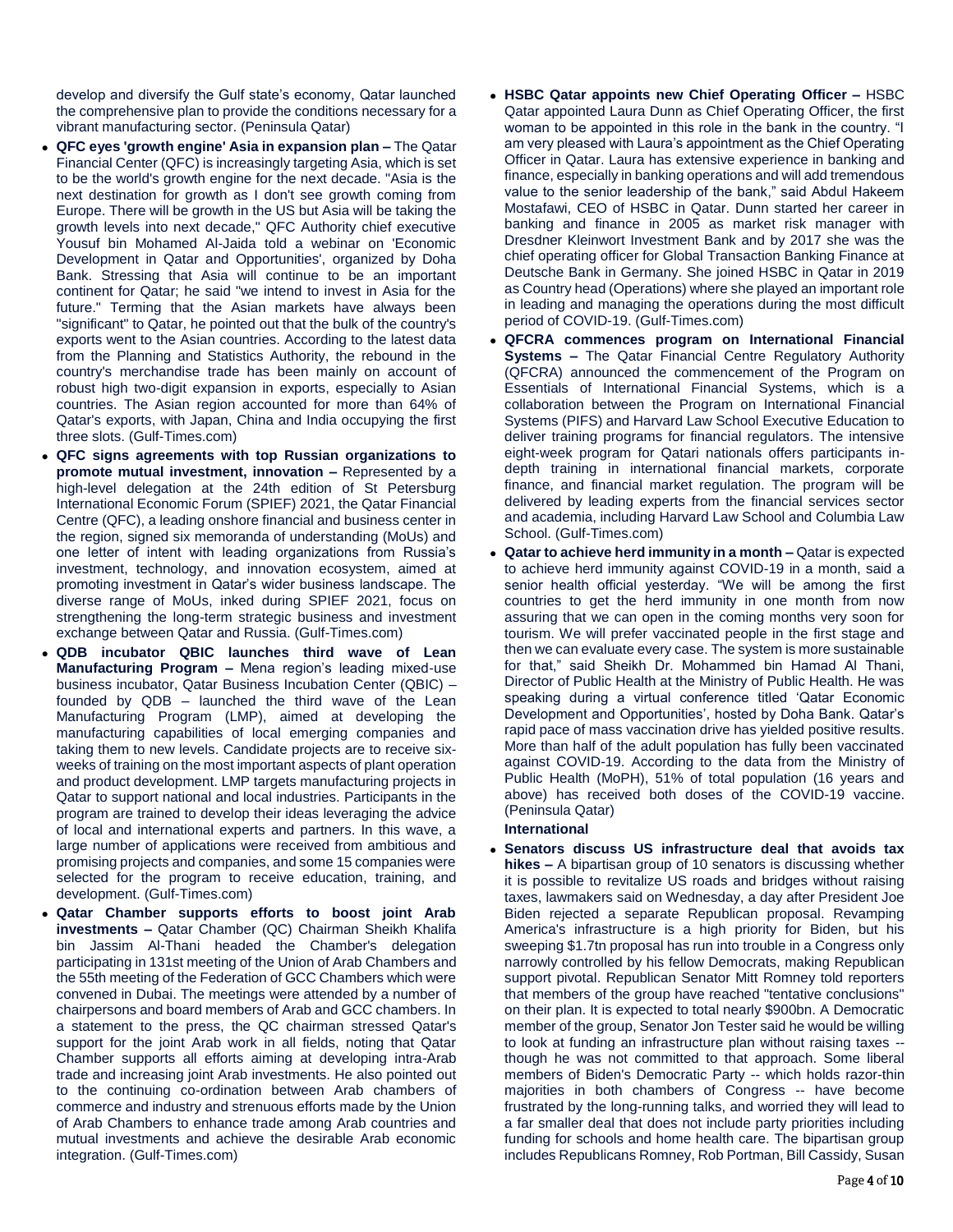develop and diversify the Gulf state's economy, Qatar launched the comprehensive plan to provide the conditions necessary for a vibrant manufacturing sector. (Peninsula Qatar)

- **QFC eyes 'growth engine' Asia in expansion plan –** The Qatar Financial Center (QFC) is increasingly targeting Asia, which is set to be the world's growth engine for the next decade. "Asia is the next destination for growth as I don't see growth coming from Europe. There will be growth in the US but Asia will be taking the growth levels into next decade," QFC Authority chief executive Yousuf bin Mohamed Al-Jaida told a webinar on 'Economic Development in Qatar and Opportunities', organized by Doha Bank. Stressing that Asia will continue to be an important continent for Qatar; he said "we intend to invest in Asia for the future." Terming that the Asian markets have always been "significant" to Qatar, he pointed out that the bulk of the country's exports went to the Asian countries. According to the latest data from the Planning and Statistics Authority, the rebound in the country's merchandise trade has been mainly on account of robust high two-digit expansion in exports, especially to Asian countries. The Asian region accounted for more than 64% of Qatar's exports, with Japan, China and India occupying the first three slots. (Gulf-Times.com)
- **QFC signs agreements with top Russian organizations to promote mutual investment, innovation –** Represented by a high-level delegation at the 24th edition of St Petersburg International Economic Forum (SPIEF) 2021, the Qatar Financial Centre (QFC), a leading onshore financial and business center in the region, signed six memoranda of understanding (MoUs) and one letter of intent with leading organizations from Russia's investment, technology, and innovation ecosystem, aimed at promoting investment in Qatar's wider business landscape. The diverse range of MoUs, inked during SPIEF 2021, focus on strengthening the long-term strategic business and investment exchange between Qatar and Russia. (Gulf-Times.com)
- **QDB incubator QBIC launches third wave of Lean Manufacturing Program –** Mena region's leading mixed-use business incubator, Qatar Business Incubation Center (QBIC) – founded by QDB – launched the third wave of the Lean Manufacturing Program (LMP), aimed at developing the manufacturing capabilities of local emerging companies and taking them to new levels. Candidate projects are to receive six-weeks of training on the most important aspects of plant operation and product development. LMP targets manufacturing projects in Qatar to support national and local industries. Participants in the program are trained to develop their ideas leveraging the advice of local and international experts and partners. In this wave, a large number of applications were received from ambitious and promising projects and companies, and some 15 companies were selected for the program to receive education, training, and development. (Gulf-Times.com)
- **Qatar Chamber supports efforts to boost joint Arab investments –** Qatar Chamber (QC) Chairman Sheikh Khalifa bin Jassim Al-Thani headed the Chamber's delegation participating in 131st meeting of the Union of Arab Chambers and the 55th meeting of the Federation of GCC Chambers which were convened in Dubai. The meetings were attended by a number of chairpersons and board members of Arab and GCC chambers. In a statement to the press, the QC chairman stressed Qatar's support for the joint Arab work in all fields, noting that Qatar Chamber supports all efforts aiming at developing intra-Arab trade and increasing joint Arab investments. He also pointed out to the continuing co-ordination between Arab chambers of commerce and industry and strenuous efforts made by the Union of Arab Chambers to enhance trade among Arab countries and mutual investments and achieve the desirable Arab economic integration. (Gulf-Times.com)
- **HSBC Qatar appoints new Chief Operating Officer –** HSBC Qatar appointed Laura Dunn as Chief Operating Officer, the first woman to be appointed in this role in the bank in the country. "I am very pleased with Laura's appointment as the Chief Operating Officer in Qatar. Laura has extensive experience in banking and finance, especially in banking operations and will add tremendous value to the senior leadership of the bank," said Abdul Hakeem Mostafawi, CEO of HSBC in Qatar. Dunn started her career in banking and finance in 2005 as market risk manager with Dresdner Kleinwort Investment Bank and by 2017 she was the chief operating officer for Global Transaction Banking Finance at Deutsche Bank in Germany. She joined HSBC in Qatar in 2019 as Country head (Operations) where she played an important role in leading and managing the operations during the most difficult period of COVID-19. (Gulf-Times.com)
- **QFCRA commences program on International Financial Systems –** The Qatar Financial Centre Regulatory Authority (QFCRA) announced the commencement of the Program on Essentials of International Financial Systems, which is a collaboration between the Program on International Financial Systems (PIFS) and Harvard Law School Executive Education to deliver training programs for financial regulators. The intensive eight-week program for Qatari nationals offers participants in-depth training in international financial markets, corporate finance, and financial market regulation. The program will be delivered by leading experts from the financial services sector and academia, including Harvard Law School and Columbia Law School. (Gulf-Times.com)
- **Qatar to achieve herd immunity in a month –** Qatar is expected to achieve herd immunity against COVID-19 in a month, said a senior health official yesterday. "We will be among the first countries to get the herd immunity in one month from now assuring that we can open in the coming months very soon for tourism. We will prefer vaccinated people in the first stage and then we can evaluate every case. The system is more sustainable for that," said Sheikh Dr. Mohammed bin Hamad Al Thani, Director of Public Health at the Ministry of Public Health. He was speaking during a virtual conference titled 'Qatar Economic Development and Opportunities', hosted by Doha Bank. Qatar's rapid pace of mass vaccination drive has yielded positive results. More than half of the adult population has fully been vaccinated against COVID-19. According to the data from the Ministry of Public Health (MoPH), 51% of total population (16 years and above) has received both doses of the COVID-19 vaccine. (Peninsula Qatar)

**International**

- **Senators discuss US infrastructure deal that avoids tax hikes –** A bipartisan group of 10 senators is discussing whether it is possible to revitalize US roads and bridges without raising taxes, lawmakers said on Wednesday, a day after President Joe Biden rejected a separate Republican proposal. Revamping America's infrastructure is a high priority for Biden, but his sweeping $1.7tn proposal has run into trouble in a Congress only narrowly controlled by his fellow Democrats, making Republican support pivotal. Republican Senator Mitt Romney told reporters that members of the group have reached "tentative conclusions" on their plan. It is expected to total nearly $900bn. A Democratic member of the group, Senator Jon Tester said he would be willing to look at funding an infrastructure plan without raising taxes -- though he was not committed to that approach. Some liberal members of Biden's Democratic Party -- which holds razor-thin majorities in both chambers of Congress -- have become frustrated by the long-running talks, and worried they will lead to a far smaller deal that does not include party priorities including funding for schools and home health care. The bipartisan group includes Republicans Romney, Rob Portman, Bill Cassidy, Susan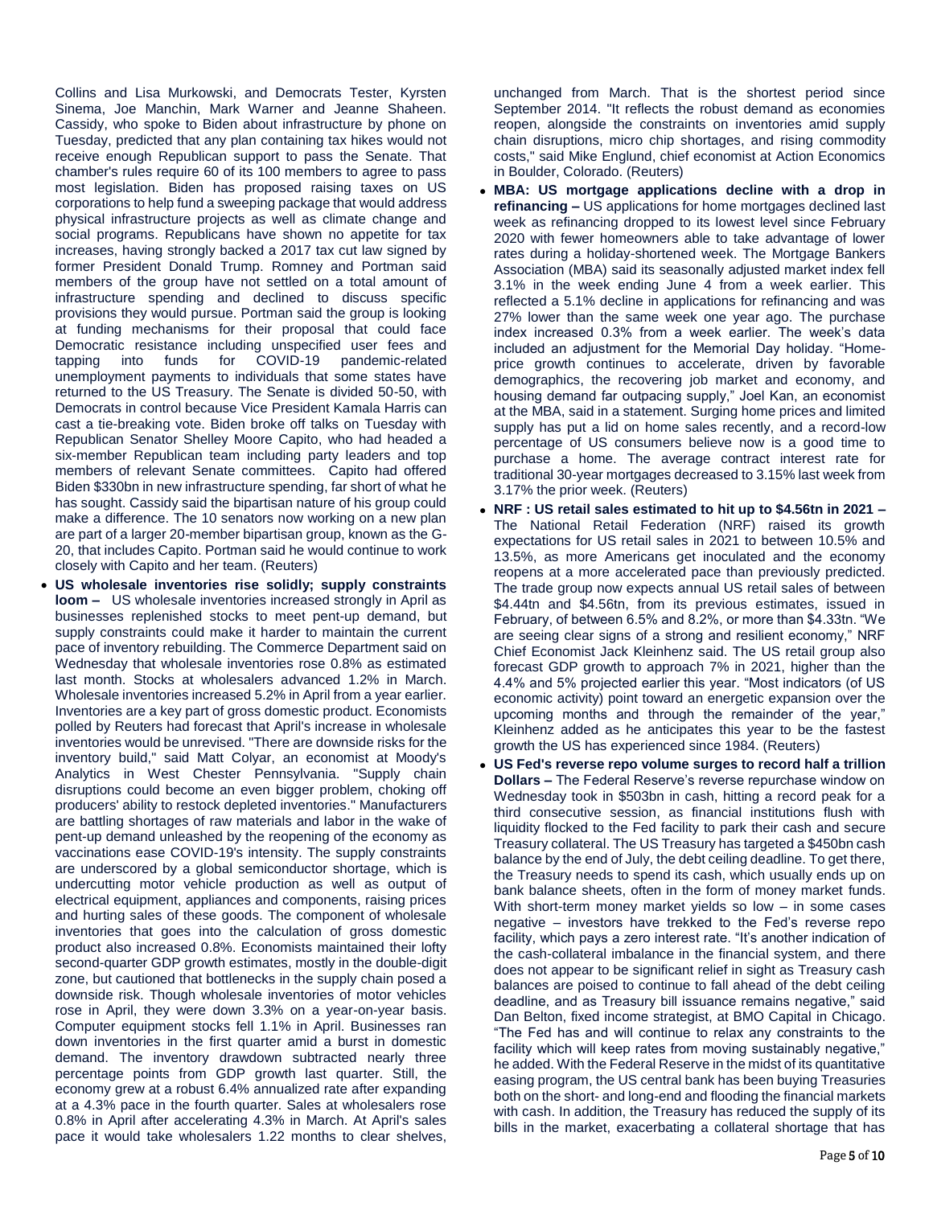Collins and Lisa Murkowski, and Democrats Tester, Kyrsten Sinema, Joe Manchin, Mark Warner and Jeanne Shaheen. Cassidy, who spoke to Biden about infrastructure by phone on Tuesday, predicted that any plan containing tax hikes would not receive enough Republican support to pass the Senate. That chamber's rules require 60 of its 100 members to agree to pass most legislation. Biden has proposed raising taxes on US corporations to help fund a sweeping package that would address physical infrastructure projects as well as climate change and social programs. Republicans have shown no appetite for tax increases, having strongly backed a 2017 tax cut law signed by former President Donald Trump. Romney and Portman said members of the group have not settled on a total amount of infrastructure spending and declined to discuss specific provisions they would pursue. Portman said the group is looking at funding mechanisms for their proposal that could face Democratic resistance including unspecified user fees and tapping into funds for COVID-19 pandemic-related unemployment payments to individuals that some states have returned to the US Treasury. The Senate is divided 50-50, with Democrats in control because Vice President Kamala Harris can cast a tie-breaking vote. Biden broke off talks on Tuesday with Republican Senator Shelley Moore Capito, who had headed a six-member Republican team including party leaders and top members of relevant Senate committees. Capito had offered Biden $330bn in new infrastructure spending, far short of what he has sought. Cassidy said the bipartisan nature of his group could make a difference. The 10 senators now working on a new plan are part of a larger 20-member bipartisan group, known as the G-20, that includes Capito. Portman said he would continue to work closely with Capito and her team. (Reuters)

- **US wholesale inventories rise solidly; supply constraints loom –** US wholesale inventories increased strongly in April as businesses replenished stocks to meet pent-up demand, but supply constraints could make it harder to maintain the current pace of inventory rebuilding. The Commerce Department said on Wednesday that wholesale inventories rose 0.8% as estimated last month. Stocks at wholesalers advanced 1.2% in March. Wholesale inventories increased 5.2% in April from a year earlier. Inventories are a key part of gross domestic product. Economists polled by Reuters had forecast that April's increase in wholesale inventories would be unrevised. "There are downside risks for the inventory build," said Matt Colyar, an economist at Moody's Analytics in West Chester Pennsylvania. "Supply chain disruptions could become an even bigger problem, choking off producers' ability to restock depleted inventories." Manufacturers are battling shortages of raw materials and labor in the wake of pent-up demand unleashed by the reopening of the economy as vaccinations ease COVID-19's intensity. The supply constraints are underscored by a global semiconductor shortage, which is undercutting motor vehicle production as well as output of electrical equipment, appliances and components, raising prices and hurting sales of these goods. The component of wholesale inventories that goes into the calculation of gross domestic product also increased 0.8%. Economists maintained their lofty second-quarter GDP growth estimates, mostly in the double-digit zone, but cautioned that bottlenecks in the supply chain posed a downside risk. Though wholesale inventories of motor vehicles rose in April, they were down 3.3% on a year-on-year basis. Computer equipment stocks fell 1.1% in April. Businesses ran down inventories in the first quarter amid a burst in domestic demand. The inventory drawdown subtracted nearly three percentage points from GDP growth last quarter. Still, the economy grew at a robust 6.4% annualized rate after expanding at a 4.3% pace in the fourth quarter. Sales at wholesalers rose 0.8% in April after accelerating 4.3% in March. At April's sales pace it would take wholesalers 1.22 months to clear shelves, unchanged from March. That is the shortest period since September 2014. "It reflects the robust demand as economies reopen, alongside the constraints on inventories amid supply chain disruptions, micro chip shortages, and rising commodity costs," said Mike Englund, chief economist at Action Economics in Boulder, Colorado. (Reuters)
- **MBA: US mortgage applications decline with a drop in refinancing –** US applications for home mortgages declined last week as refinancing dropped to its lowest level since February 2020 with fewer homeowners able to take advantage of lower rates during a holiday-shortened week. The Mortgage Bankers Association (MBA) said its seasonally adjusted market index fell 3.1% in the week ending June 4 from a week earlier. This reflected a 5.1% decline in applications for refinancing and was 27% lower than the same week one year ago. The purchase index increased 0.3% from a week earlier. The week's data included an adjustment for the Memorial Day holiday. "Home-price growth continues to accelerate, driven by favorable demographics, the recovering job market and economy, and housing demand far outpacing supply," Joel Kan, an economist at the MBA, said in a statement. Surging home prices and limited supply has put a lid on home sales recently, and a record-low percentage of US consumers believe now is a good time to purchase a home. The average contract interest rate for traditional 30-year mortgages decreased to 3.15% last week from 3.17% the prior week. (Reuters)
- **NRF : US retail sales estimated to hit up to $4.56tn in 2021 –** The National Retail Federation (NRF) raised its growth expectations for US retail sales in 2021 to between 10.5% and 13.5%, as more Americans get inoculated and the economy reopens at a more accelerated pace than previously predicted. The trade group now expects annual US retail sales of between $4.44tn and $4.56tn, from its previous estimates, issued in February, of between 6.5% and 8.2%, or more than $4.33tn. "We are seeing clear signs of a strong and resilient economy," NRF Chief Economist Jack Kleinhenz said. The US retail group also forecast GDP growth to approach 7% in 2021, higher than the 4.4% and 5% projected earlier this year. "Most indicators (of US economic activity) point toward an energetic expansion over the upcoming months and through the remainder of the year," Kleinhenz added as he anticipates this year to be the fastest growth the US has experienced since 1984. (Reuters)
- **US Fed's reverse repo volume surges to record half a trillion Dollars –** The Federal Reserve's reverse repurchase window on Wednesday took in $503bn in cash, hitting a record peak for a third consecutive session, as financial institutions flush with liquidity flocked to the Fed facility to park their cash and secure Treasury collateral. The US Treasury has targeted a $450bn cash balance by the end of July, the debt ceiling deadline. To get there, the Treasury needs to spend its cash, which usually ends up on bank balance sheets, often in the form of money market funds. With short-term money market yields so low – in some cases negative – investors have trekked to the Fed's reverse repo facility, which pays a zero interest rate. "It's another indication of the cash-collateral imbalance in the financial system, and there does not appear to be significant relief in sight as Treasury cash balances are poised to continue to fall ahead of the debt ceiling deadline, and as Treasury bill issuance remains negative," said Dan Belton, fixed income strategist, at BMO Capital in Chicago. "The Fed has and will continue to relax any constraints to the facility which will keep rates from moving sustainably negative," he added. With the Federal Reserve in the midst of its quantitative easing program, the US central bank has been buying Treasuries both on the short- and long-end and flooding the financial markets with cash. In addition, the Treasury has reduced the supply of its bills in the market, exacerbating a collateral shortage that has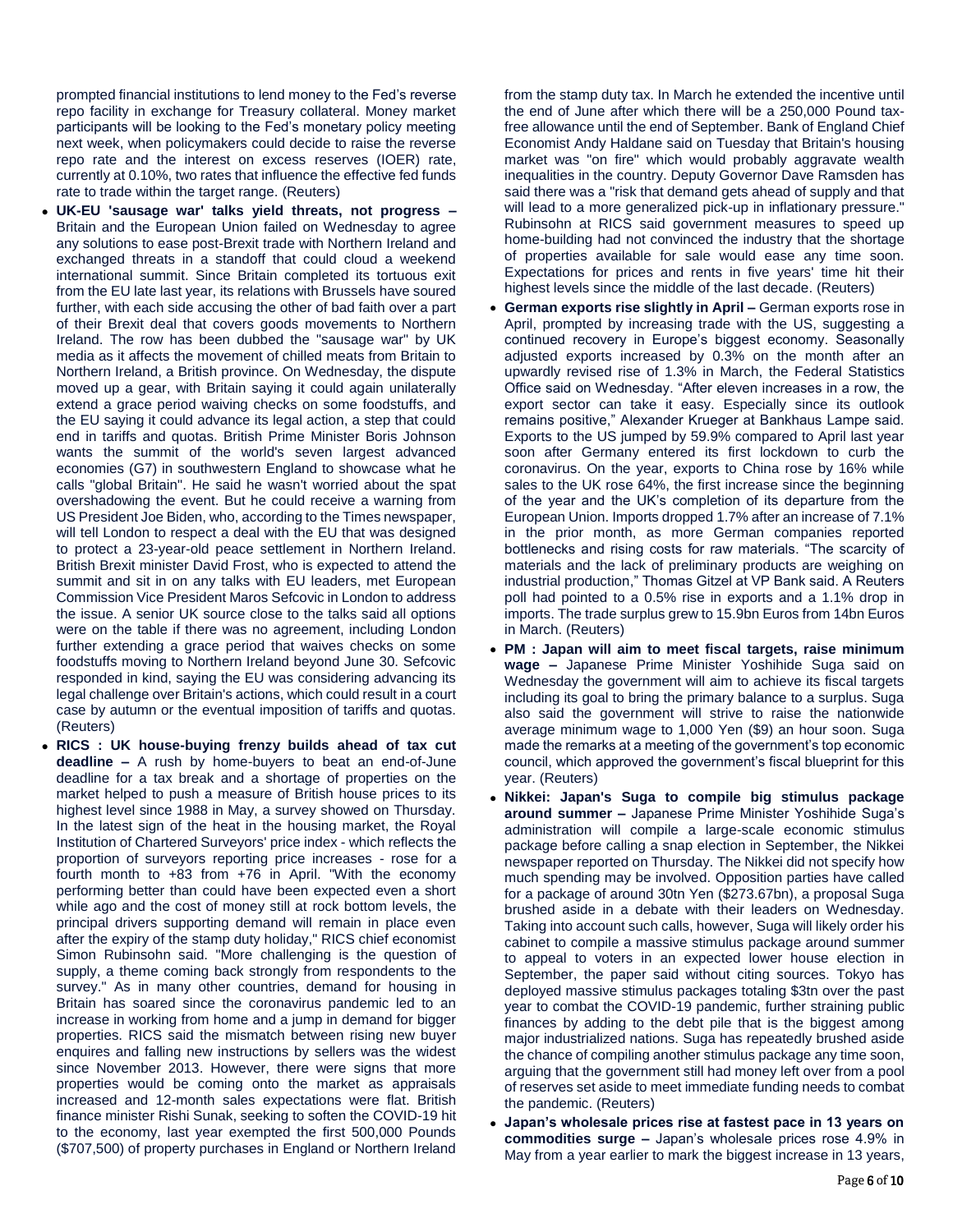prompted financial institutions to lend money to the Fed's reverse repo facility in exchange for Treasury collateral. Money market participants will be looking to the Fed's monetary policy meeting next week, when policymakers could decide to raise the reverse repo rate and the interest on excess reserves (IOER) rate, currently at 0.10%, two rates that influence the effective fed funds rate to trade within the target range. (Reuters)

- **UK-EU 'sausage war' talks yield threats, not progress –** Britain and the European Union failed on Wednesday to agree any solutions to ease post-Brexit trade with Northern Ireland and exchanged threats in a standoff that could cloud a weekend international summit. Since Britain completed its tortuous exit from the EU late last year, its relations with Brussels have soured further, with each side accusing the other of bad faith over a part of their Brexit deal that covers goods movements to Northern Ireland. The row has been dubbed the "sausage war" by UK media as it affects the movement of chilled meats from Britain to Northern Ireland, a British province. On Wednesday, the dispute moved up a gear, with Britain saying it could again unilaterally extend a grace period waiving checks on some foodstuffs, and the EU saying it could advance its legal action, a step that could end in tariffs and quotas. British Prime Minister Boris Johnson wants the summit of the world's seven largest advanced economies (G7) in southwestern England to showcase what he calls "global Britain". He said he wasn't worried about the spat overshadowing the event. But he could receive a warning from US President Joe Biden, who, according to the Times newspaper, will tell London to respect a deal with the EU that was designed to protect a 23-year-old peace settlement in Northern Ireland. British Brexit minister David Frost, who is expected to attend the summit and sit in on any talks with EU leaders, met European Commission Vice President Maros Sefcovic in London to address the issue. A senior UK source close to the talks said all options were on the table if there was no agreement, including London further extending a grace period that waives checks on some foodstuffs moving to Northern Ireland beyond June 30. Sefcovic responded in kind, saying the EU was considering advancing its legal challenge over Britain's actions, which could result in a court case by autumn or the eventual imposition of tariffs and quotas. (Reuters)
- **RICS : UK house-buying frenzy builds ahead of tax cut deadline –** A rush by home-buyers to beat an end-of-June deadline for a tax break and a shortage of properties on the market helped to push a measure of British house prices to its highest level since 1988 in May, a survey showed on Thursday. In the latest sign of the heat in the housing market, the Royal Institution of Chartered Surveyors' price index - which reflects the proportion of surveyors reporting price increases - rose for a fourth month to +83 from +76 in April. "With the economy performing better than could have been expected even a short while ago and the cost of money still at rock bottom levels, the principal drivers supporting demand will remain in place even after the expiry of the stamp duty holiday," RICS chief economist Simon Rubinsohn said. "More challenging is the question of supply, a theme coming back strongly from respondents to the survey." As in many other countries, demand for housing in Britain has soared since the coronavirus pandemic led to an increase in working from home and a jump in demand for bigger properties. RICS said the mismatch between rising new buyer enquires and falling new instructions by sellers was the widest since November 2013. However, there were signs that more properties would be coming onto the market as appraisals increased and 12-month sales expectations were flat. British finance minister Rishi Sunak, seeking to soften the COVID-19 hit to the economy, last year exempted the first 500,000 Pounds ($707,500) of property purchases in England or Northern Ireland from the stamp duty tax. In March he extended the incentive until the end of June after which there will be a 250,000 Pound tax-free allowance until the end of September. Bank of England Chief Economist Andy Haldane said on Tuesday that Britain's housing market was "on fire" which would probably aggravate wealth inequalities in the country. Deputy Governor Dave Ramsden has said there was a "risk that demand gets ahead of supply and that will lead to a more generalized pick-up in inflationary pressure." Rubinsohn at RICS said government measures to speed up home-building had not convinced the industry that the shortage of properties available for sale would ease any time soon. Expectations for prices and rents in five years' time hit their highest levels since the middle of the last decade. (Reuters)
- **German exports rise slightly in April –** German exports rose in April, prompted by increasing trade with the US, suggesting a continued recovery in Europe's biggest economy. Seasonally adjusted exports increased by 0.3% on the month after an upwardly revised rise of 1.3% in March, the Federal Statistics Office said on Wednesday. "After eleven increases in a row, the export sector can take it easy. Especially since its outlook remains positive," Alexander Krueger at Bankhaus Lampe said. Exports to the US jumped by 59.9% compared to April last year soon after Germany entered its first lockdown to curb the coronavirus. On the year, exports to China rose by 16% while sales to the UK rose 64%, the first increase since the beginning of the year and the UK's completion of its departure from the European Union. Imports dropped 1.7% after an increase of 7.1% in the prior month, as more German companies reported bottlenecks and rising costs for raw materials. "The scarcity of materials and the lack of preliminary products are weighing on industrial production," Thomas Gitzel at VP Bank said. A Reuters poll had pointed to a 0.5% rise in exports and a 1.1% drop in imports. The trade surplus grew to 15.9bn Euros from 14bn Euros in March. (Reuters)
- **PM : Japan will aim to meet fiscal targets, raise minimum wage –** Japanese Prime Minister Yoshihide Suga said on Wednesday the government will aim to achieve its fiscal targets including its goal to bring the primary balance to a surplus. Suga also said the government will strive to raise the nationwide average minimum wage to 1,000 Yen ($9) an hour soon. Suga made the remarks at a meeting of the government's top economic council, which approved the government's fiscal blueprint for this year. (Reuters)
- **Nikkei: Japan's Suga to compile big stimulus package around summer –** Japanese Prime Minister Yoshihide Suga's administration will compile a large-scale economic stimulus package before calling a snap election in September, the Nikkei newspaper reported on Thursday. The Nikkei did not specify how much spending may be involved. Opposition parties have called for a package of around 30tn Yen ($273.67bn), a proposal Suga brushed aside in a debate with their leaders on Wednesday. Taking into account such calls, however, Suga will likely order his cabinet to compile a massive stimulus package around summer to appeal to voters in an expected lower house election in September, the paper said without citing sources. Tokyo has deployed massive stimulus packages totaling $3tn over the past year to combat the COVID-19 pandemic, further straining public finances by adding to the debt pile that is the biggest among major industrialized nations. Suga has repeatedly brushed aside the chance of compiling another stimulus package any time soon, arguing that the government still had money left over from a pool of reserves set aside to meet immediate funding needs to combat the pandemic. (Reuters)
- **Japan's wholesale prices rise at fastest pace in 13 years on commodities surge –** Japan's wholesale prices rose 4.9% in May from a year earlier to mark the biggest increase in 13 years,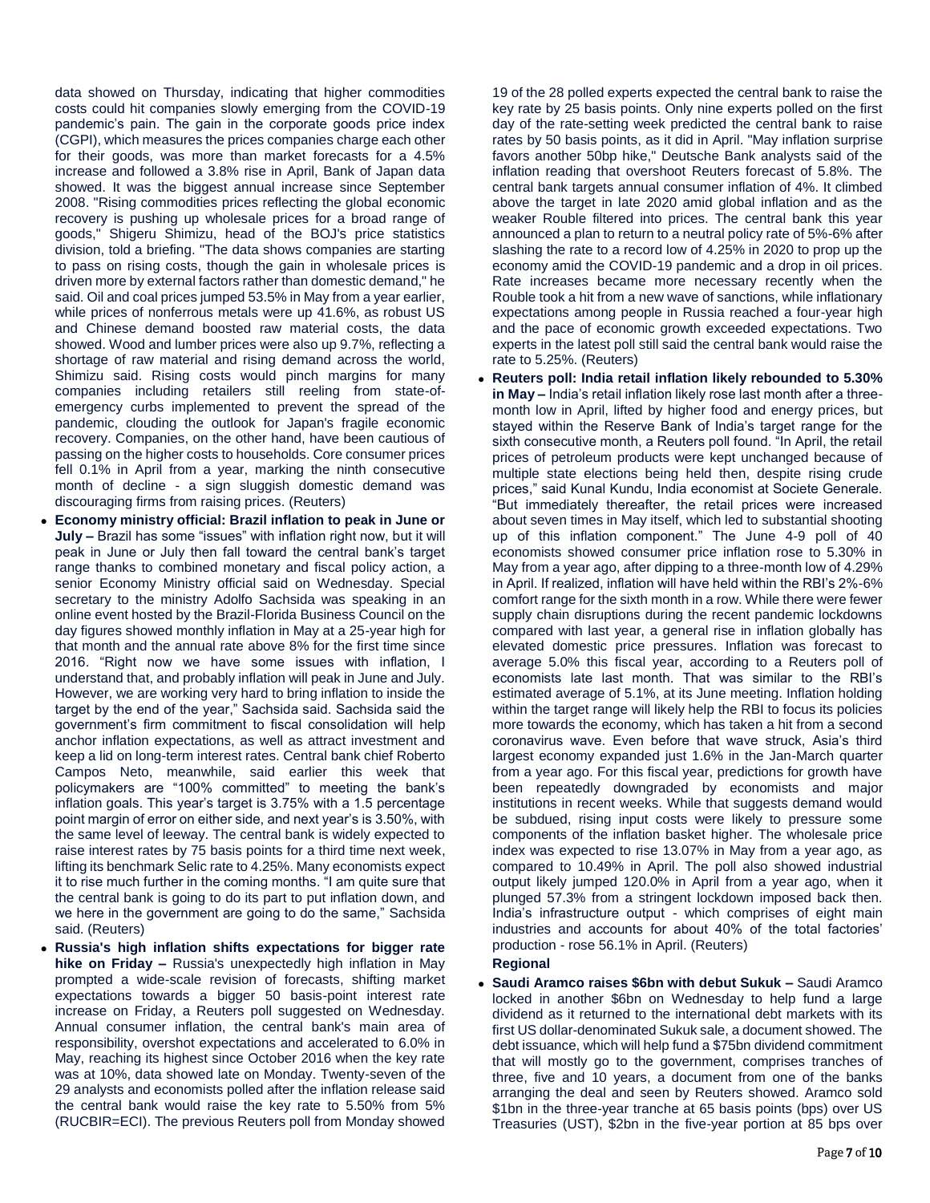data showed on Thursday, indicating that higher commodities costs could hit companies slowly emerging from the COVID-19 pandemic's pain. The gain in the corporate goods price index (CGPI), which measures the prices companies charge each other for their goods, was more than market forecasts for a 4.5% increase and followed a 3.8% rise in April, Bank of Japan data showed. It was the biggest annual increase since September 2008. "Rising commodities prices reflecting the global economic recovery is pushing up wholesale prices for a broad range of goods," Shigeru Shimizu, head of the BOJ's price statistics division, told a briefing. "The data shows companies are starting to pass on rising costs, though the gain in wholesale prices is driven more by external factors rather than domestic demand," he said. Oil and coal prices jumped 53.5% in May from a year earlier, while prices of nonferrous metals were up 41.6%, as robust US and Chinese demand boosted raw material costs, the data showed. Wood and lumber prices were also up 9.7%, reflecting a shortage of raw material and rising demand across the world, Shimizu said. Rising costs would pinch margins for many companies including retailers still reeling from state-of-emergency curbs implemented to prevent the spread of the pandemic, clouding the outlook for Japan's fragile economic recovery. Companies, on the other hand, have been cautious of passing on the higher costs to households. Core consumer prices fell 0.1% in April from a year, marking the ninth consecutive month of decline - a sign sluggish domestic demand was discouraging firms from raising prices. (Reuters)

- **Economy ministry official: Brazil inflation to peak in June or July –** Brazil has some "issues" with inflation right now, but it will peak in June or July then fall toward the central bank's target range thanks to combined monetary and fiscal policy action, a senior Economy Ministry official said on Wednesday. Special secretary to the ministry Adolfo Sachsida was speaking in an online event hosted by the Brazil-Florida Business Council on the day figures showed monthly inflation in May at a 25-year high for that month and the annual rate above 8% for the first time since 2016. "Right now we have some issues with inflation, I understand that, and probably inflation will peak in June and July. However, we are working very hard to bring inflation to inside the target by the end of the year," Sachsida said. Sachsida said the government's firm commitment to fiscal consolidation will help anchor inflation expectations, as well as attract investment and keep a lid on long-term interest rates. Central bank chief Roberto Campos Neto, meanwhile, said earlier this week that policymakers are "100% committed" to meeting the bank's inflation goals. This year's target is 3.75% with a 1.5 percentage point margin of error on either side, and next year's is 3.50%, with the same level of leeway. The central bank is widely expected to raise interest rates by 75 basis points for a third time next week, lifting its benchmark Selic rate to 4.25%. Many economists expect it to rise much further in the coming months. "I am quite sure that the central bank is going to do its part to put inflation down, and we here in the government are going to do the same," Sachsida said. (Reuters)
- **Russia's high inflation shifts expectations for bigger rate hike on Friday –** Russia's unexpectedly high inflation in May prompted a wide-scale revision of forecasts, shifting market expectations towards a bigger 50 basis-point interest rate increase on Friday, a Reuters poll suggested on Wednesday. Annual consumer inflation, the central bank's main area of responsibility, overshot expectations and accelerated to 6.0% in May, reaching its highest since October 2016 when the key rate was at 10%, data showed late on Monday. Twenty-seven of the 29 analysts and economists polled after the inflation release said the central bank would raise the key rate to 5.50% from 5% (RUCBIR=ECI). The previous Reuters poll from Monday showed 19 of the 28 polled experts expected the central bank to raise the key rate by 25 basis points. Only nine experts polled on the first day of the rate-setting week predicted the central bank to raise rates by 50 basis points, as it did in April. "May inflation surprise favors another 50bp hike," Deutsche Bank analysts said of the inflation reading that overshoot Reuters forecast of 5.8%. The central bank targets annual consumer inflation of 4%. It climbed above the target in late 2020 amid global inflation and as the weaker Rouble filtered into prices. The central bank this year announced a plan to return to a neutral policy rate of 5%-6% after slashing the rate to a record low of 4.25% in 2020 to prop up the economy amid the COVID-19 pandemic and a drop in oil prices. Rate increases became more necessary recently when the Rouble took a hit from a new wave of sanctions, while inflationary expectations among people in Russia reached a four-year high and the pace of economic growth exceeded expectations. Two experts in the latest poll still said the central bank would raise the rate to 5.25%. (Reuters)
- **Reuters poll: India retail inflation likely rebounded to 5.30% in May –** India's retail inflation likely rose last month after a three-month low in April, lifted by higher food and energy prices, but stayed within the Reserve Bank of India's target range for the sixth consecutive month, a Reuters poll found. "In April, the retail prices of petroleum products were kept unchanged because of multiple state elections being held then, despite rising crude prices," said Kunal Kundu, India economist at Societe Generale. "But immediately thereafter, the retail prices were increased about seven times in May itself, which led to substantial shooting up of this inflation component." The June 4-9 poll of 40 economists showed consumer price inflation rose to 5.30% in May from a year ago, after dipping to a three-month low of 4.29% in April. If realized, inflation will have held within the RBI's 2%-6% comfort range for the sixth month in a row. While there were fewer supply chain disruptions during the recent pandemic lockdowns compared with last year, a general rise in inflation globally has elevated domestic price pressures. Inflation was forecast to average 5.0% this fiscal year, according to a Reuters poll of economists late last month. That was similar to the RBI's estimated average of 5.1%, at its June meeting. Inflation holding within the target range will likely help the RBI to focus its policies more towards the economy, which has taken a hit from a second coronavirus wave. Even before that wave struck, Asia's third largest economy expanded just 1.6% in the Jan-March quarter from a year ago. For this fiscal year, predictions for growth have been repeatedly downgraded by economists and major institutions in recent weeks. While that suggests demand would be subdued, rising input costs were likely to pressure some components of the inflation basket higher. The wholesale price index was expected to rise 13.07% in May from a year ago, as compared to 10.49% in April. The poll also showed industrial output likely jumped 120.0% in April from a year ago, when it plunged 57.3% from a stringent lockdown imposed back then. India's infrastructure output - which comprises of eight main industries and accounts for about 40% of the total factories' production - rose 56.1% in April. (Reuters)

**Regional**

- **Saudi Aramco raises $6bn with debut Sukuk –** Saudi Aramco locked in another $6bn on Wednesday to help fund a large dividend as it returned to the international debt markets with its first US dollar-denominated Sukuk sale, a document showed. The debt issuance, which will help fund a $75bn dividend commitment that will mostly go to the government, comprises tranches of three, five and 10 years, a document from one of the banks arranging the deal and seen by Reuters showed. Aramco sold $1bn in the three-year tranche at 65 basis points (bps) over US Treasuries (UST), $2bn in the five-year portion at 85 bps over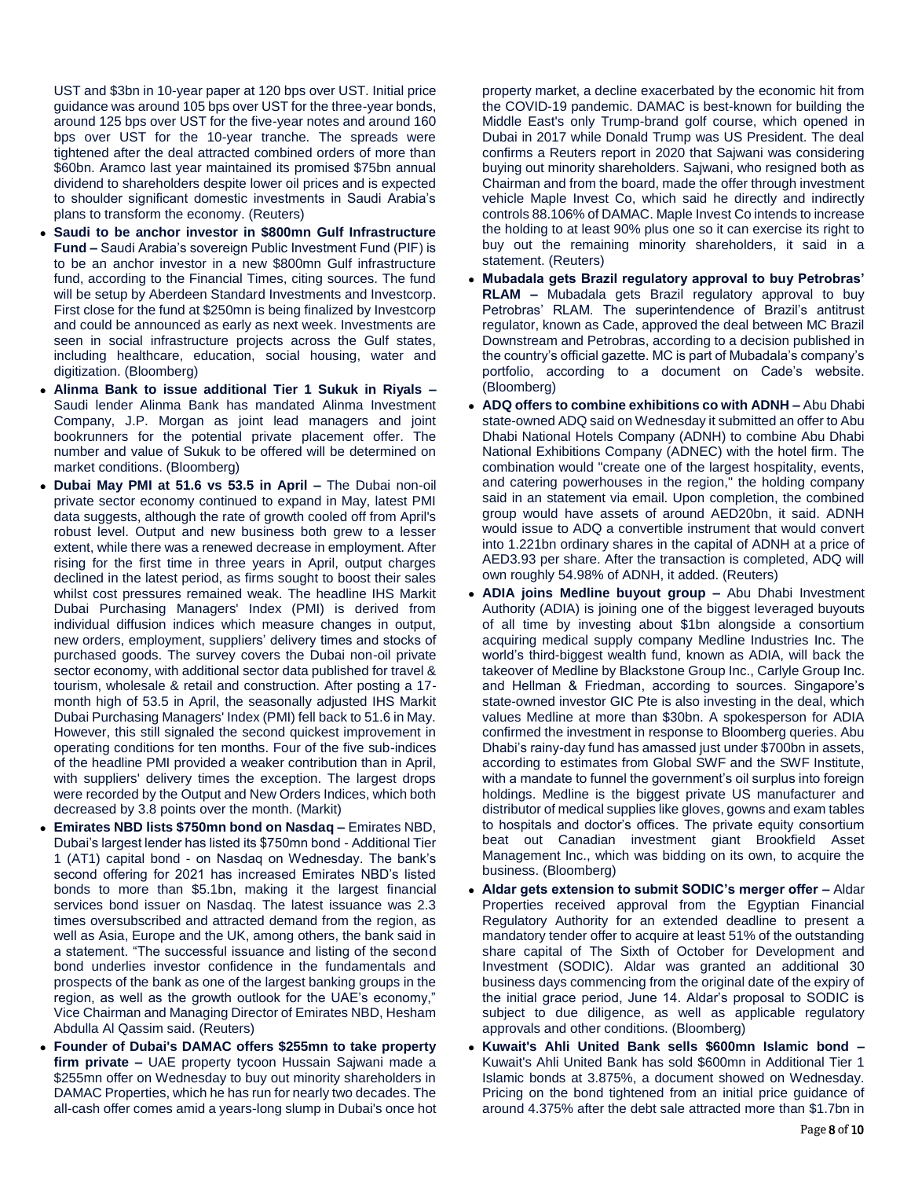UST and $3bn in 10-year paper at 120 bps over UST. Initial price guidance was around 105 bps over UST for the three-year bonds, around 125 bps over UST for the five-year notes and around 160 bps over UST for the 10-year tranche. The spreads were tightened after the deal attracted combined orders of more than $60bn. Aramco last year maintained its promised $75bn annual dividend to shareholders despite lower oil prices and is expected to shoulder significant domestic investments in Saudi Arabia's plans to transform the economy. (Reuters)

- **Saudi to be anchor investor in $800mn Gulf Infrastructure Fund –** Saudi Arabia's sovereign Public Investment Fund (PIF) is to be an anchor investor in a new $800mn Gulf infrastructure fund, according to the Financial Times, citing sources. The fund will be setup by Aberdeen Standard Investments and Investcorp. First close for the fund at $250mn is being finalized by Investcorp and could be announced as early as next week. Investments are seen in social infrastructure projects across the Gulf states, including healthcare, education, social housing, water and digitization. (Bloomberg)
- **Alinma Bank to issue additional Tier 1 Sukuk in Riyals –** Saudi lender Alinma Bank has mandated Alinma Investment Company, J.P. Morgan as joint lead managers and joint bookrunners for the potential private placement offer. The number and value of Sukuk to be offered will be determined on market conditions. (Bloomberg)
- **Dubai May PMI at 51.6 vs 53.5 in April –** The Dubai non-oil private sector economy continued to expand in May, latest PMI data suggests, although the rate of growth cooled off from April's robust level. Output and new business both grew to a lesser extent, while there was a renewed decrease in employment. After rising for the first time in three years in April, output charges declined in the latest period, as firms sought to boost their sales whilst cost pressures remained weak. The headline IHS Markit Dubai Purchasing Managers' Index (PMI) is derived from individual diffusion indices which measure changes in output, new orders, employment, suppliers' delivery times and stocks of purchased goods. The survey covers the Dubai non-oil private sector economy, with additional sector data published for travel & tourism, wholesale & retail and construction. After posting a 17-month high of 53.5 in April, the seasonally adjusted IHS Markit Dubai Purchasing Managers' Index (PMI) fell back to 51.6 in May. However, this still signaled the second quickest improvement in operating conditions for ten months. Four of the five sub-indices of the headline PMI provided a weaker contribution than in April, with suppliers' delivery times the exception. The largest drops were recorded by the Output and New Orders Indices, which both decreased by 3.8 points over the month. (Markit)
- **Emirates NBD lists $750mn bond on Nasdaq –** Emirates NBD, Dubai's largest lender has listed its $750mn bond - Additional Tier 1 (AT1) capital bond - on Nasdaq on Wednesday. The bank's second offering for 2021 has increased Emirates NBD's listed bonds to more than $5.1bn, making it the largest financial services bond issuer on Nasdaq. The latest issuance was 2.3 times oversubscribed and attracted demand from the region, as well as Asia, Europe and the UK, among others, the bank said in a statement. "The successful issuance and listing of the second bond underlies investor confidence in the fundamentals and prospects of the bank as one of the largest banking groups in the region, as well as the growth outlook for the UAE's economy," Vice Chairman and Managing Director of Emirates NBD, Hesham Abdulla Al Qassim said. (Reuters)
- **Founder of Dubai's DAMAC offers $255mn to take property firm private –** UAE property tycoon Hussain Sajwani made a $255mn offer on Wednesday to buy out minority shareholders in DAMAC Properties, which he has run for nearly two decades. The all-cash offer comes amid a years-long slump in Dubai's once hot property market, a decline exacerbated by the economic hit from the COVID-19 pandemic. DAMAC is best-known for building the Middle East's only Trump-brand golf course, which opened in Dubai in 2017 while Donald Trump was US President. The deal confirms a Reuters report in 2020 that Sajwani was considering buying out minority shareholders. Sajwani, who resigned both as Chairman and from the board, made the offer through investment vehicle Maple Invest Co, which said he directly and indirectly controls 88.106% of DAMAC. Maple Invest Co intends to increase the holding to at least 90% plus one so it can exercise its right to buy out the remaining minority shareholders, it said in a statement. (Reuters)
- **Mubadala gets Brazil regulatory approval to buy Petrobras' RLAM –** Mubadala gets Brazil regulatory approval to buy Petrobras' RLAM. The superintendence of Brazil's antitrust regulator, known as Cade, approved the deal between MC Brazil Downstream and Petrobras, according to a decision published in the country's official gazette. MC is part of Mubadala's company's portfolio, according to a document on Cade's website. (Bloomberg)
- **ADQ offers to combine exhibitions co with ADNH –** Abu Dhabi state-owned ADQ said on Wednesday it submitted an offer to Abu Dhabi National Hotels Company (ADNH) to combine Abu Dhabi National Exhibitions Company (ADNEC) with the hotel firm. The combination would "create one of the largest hospitality, events, and catering powerhouses in the region," the holding company said in an statement via email. Upon completion, the combined group would have assets of around AED20bn, it said. ADNH would issue to ADQ a convertible instrument that would convert into 1.221bn ordinary shares in the capital of ADNH at a price of AED3.93 per share. After the transaction is completed, ADQ will own roughly 54.98% of ADNH, it added. (Reuters)
- **ADIA joins Medline buyout group –** Abu Dhabi Investment Authority (ADIA) is joining one of the biggest leveraged buyouts of all time by investing about $1bn alongside a consortium acquiring medical supply company Medline Industries Inc. The world's third-biggest wealth fund, known as ADIA, will back the takeover of Medline by Blackstone Group Inc., Carlyle Group Inc. and Hellman & Friedman, according to sources. Singapore's state-owned investor GIC Pte is also investing in the deal, which values Medline at more than $30bn. A spokesperson for ADIA confirmed the investment in response to Bloomberg queries. Abu Dhabi's rainy-day fund has amassed just under $700bn in assets, according to estimates from Global SWF and the SWF Institute, with a mandate to funnel the government's oil surplus into foreign holdings. Medline is the biggest private US manufacturer and distributor of medical supplies like gloves, gowns and exam tables to hospitals and doctor's offices. The private equity consortium beat out Canadian investment giant Brookfield Asset Management Inc., which was bidding on its own, to acquire the business. (Bloomberg)
- **Aldar gets extension to submit SODIC's merger offer –** Aldar Properties received approval from the Egyptian Financial Regulatory Authority for an extended deadline to present a mandatory tender offer to acquire at least 51% of the outstanding share capital of The Sixth of October for Development and Investment (SODIC). Aldar was granted an additional 30 business days commencing from the original date of the expiry of the initial grace period, June 14. Aldar's proposal to SODIC is subject to due diligence, as well as applicable regulatory approvals and other conditions. (Bloomberg)
- **Kuwait's Ahli United Bank sells $600mn Islamic bond –** Kuwait's Ahli United Bank has sold $600mn in Additional Tier 1 Islamic bonds at 3.875%, a document showed on Wednesday. Pricing on the bond tightened from an initial price guidance of around 4.375% after the debt sale attracted more than $1.7bn in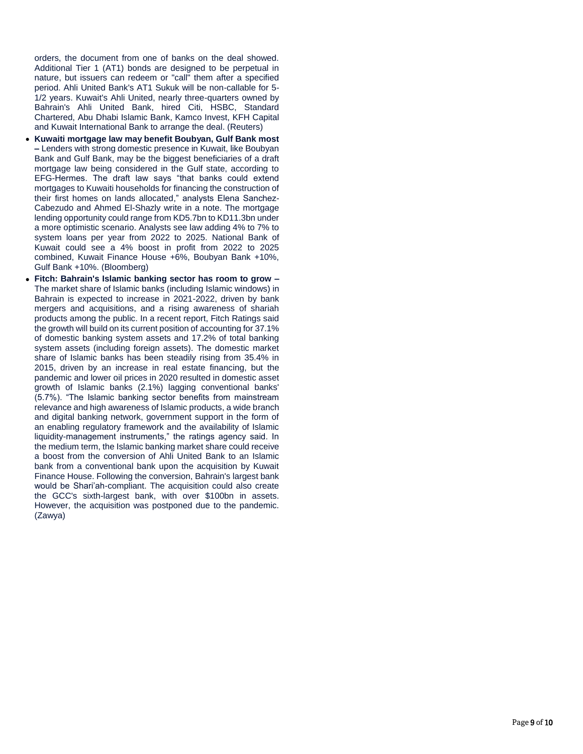orders, the document from one of banks on the deal showed. Additional Tier 1 (AT1) bonds are designed to be perpetual in nature, but issuers can redeem or "call" them after a specified period. Ahli United Bank's AT1 Sukuk will be non-callable for 5-1/2 years. Kuwait's Ahli United, nearly three-quarters owned by Bahrain's Ahli United Bank, hired Citi, HSBC, Standard Chartered, Abu Dhabi Islamic Bank, Kamco Invest, KFH Capital and Kuwait International Bank to arrange the deal. (Reuters)

- **Kuwaiti mortgage law may benefit Boubyan, Gulf Bank most –** Lenders with strong domestic presence in Kuwait, like Boubyan Bank and Gulf Bank, may be the biggest beneficiaries of a draft mortgage law being considered in the Gulf state, according to EFG-Hermes. The draft law says "that banks could extend mortgages to Kuwaiti households for financing the construction of their first homes on lands allocated," analysts Elena Sanchez-Cabezudo and Ahmed El-Shazly write in a note. The mortgage lending opportunity could range from KD5.7bn to KD11.3bn under a more optimistic scenario. Analysts see law adding 4% to 7% to system loans per year from 2022 to 2025. National Bank of Kuwait could see a 4% boost in profit from 2022 to 2025 combined, Kuwait Finance House +6%, Boubyan Bank +10%, Gulf Bank +10%. (Bloomberg)
- **Fitch: Bahrain's Islamic banking sector has room to grow –** The market share of Islamic banks (including Islamic windows) in Bahrain is expected to increase in 2021-2022, driven by bank mergers and acquisitions, and a rising awareness of shariah products among the public. In a recent report, Fitch Ratings said the growth will build on its current position of accounting for 37.1% of domestic banking system assets and 17.2% of total banking system assets (including foreign assets). The domestic market share of Islamic banks has been steadily rising from 35.4% in 2015, driven by an increase in real estate financing, but the pandemic and lower oil prices in 2020 resulted in domestic asset growth of Islamic banks (2.1%) lagging conventional banks' (5.7%). "The Islamic banking sector benefits from mainstream relevance and high awareness of Islamic products, a wide branch and digital banking network, government support in the form of an enabling regulatory framework and the availability of Islamic liquidity-management instruments," the ratings agency said. In the medium term, the Islamic banking market share could receive a boost from the conversion of Ahli United Bank to an Islamic bank from a conventional bank upon the acquisition by Kuwait Finance House. Following the conversion, Bahrain's largest bank would be Shari'ah-compliant. The acquisition could also create the GCC's sixth-largest bank, with over $100bn in assets. However, the acquisition was postponed due to the pandemic. (Zawya)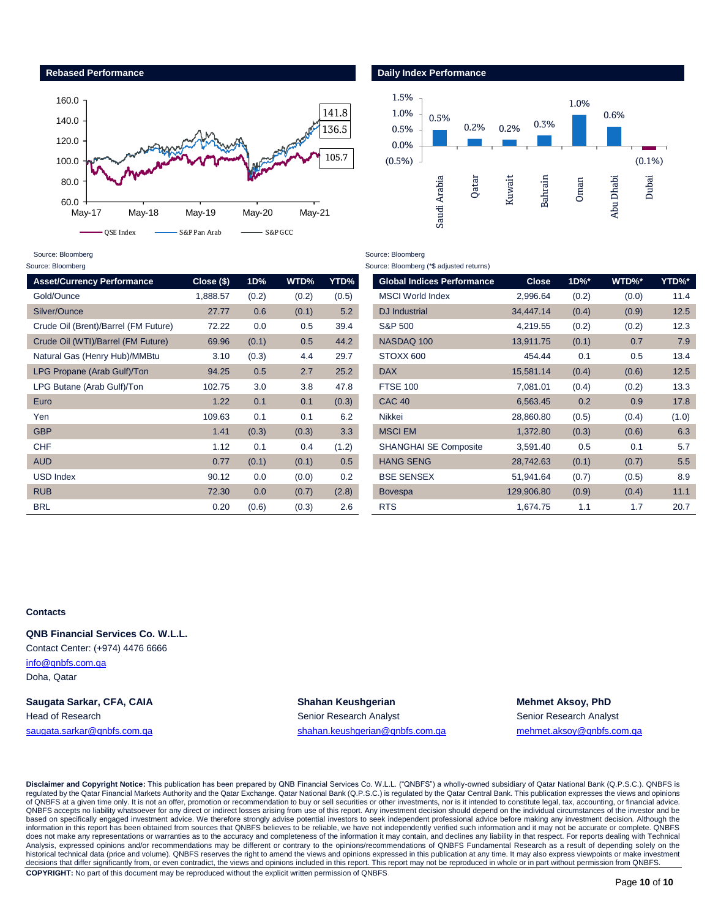## Rebased Performance

160.0
140.0
120.0
100.0
80.0
60.0

May-17 May-18 May-19 May-20 May-21

141.8
136.5
105.7

QSE Index — S&P Pan Arab — S&P GCC

Source: Bloomberg

## Daily Index Performance

1.5%
1.0%
0.5%
0.0%
(0.5%)

0.5% 0.2% 0.2% 0.3% 1.0% 0.6% (0.1%)

Saudi Arabia Qatar Kuwait Bahrain Oman Abu Dhabi Dubai

Source: Bloomberg

Source: Bloomberg

| Asset/Currency Performance | Close ($) | 1D% | WTD% | YTD% |
|---|---|---|---|---|
| Gold/Ounce | 1,888.57 | (0.2) | (0.2) | (0.5) |
| Silver/Ounce | 27.77 | 0.6 | (0.1) | 5.2 |
| Crude Oil (Brent)/Barrel (FM Future) | 72.22 | 0.0 | 0.5 | 39.4 |
| Crude Oil (WTI)/Barrel (FM Future) | 69.96 | (0.1) | 0.5 | 44.2 |
| Natural Gas (Henry Hub)/MMBtu | 3.10 | (0.3) | 4.4 | 29.7 |
| LPG Propane (Arab Gulf)/Ton | 94.25 | 0.5 | 2.7 | 25.2 |
| LPG Butane (Arab Gulf)/Ton | 102.75 | 3.0 | 3.8 | 47.8 |
| Euro | 1.22 | 0.1 | 0.1 | (0.3) |
| Yen | 109.63 | 0.1 | 0.1 | 6.2 |
| GBP | 1.41 | (0.3) | (0.3) | 3.3 |
| CHF | 1.12 | 0.1 | 0.4 | (1.2) |
| AUD | 0.77 | (0.1) | (0.1) | 0.5 |
| USD Index | 90.12 | 0.0 | (0.0) | 0.2 |
| RUB | 72.30 | 0.0 | (0.7) | (2.8) |
| BRL | 0.20 | (0.6) | (0.3) | 2.6 |

Source: Bloomberg (*$ adjusted returns)

| Global Indices Performance | Close | 1D%* | WTD%* | YTD%* |
|---|---|---|---|---|
| MSCI World Index | 2,996.64 | (0.2) | (0.0) | 11.4 |
| DJ Industrial | 34,447.14 | (0.4) | (0.9) | 12.5 |
| S&P 500 | 4,219.55 | (0.2) | (0.2) | 12.3 |
| NASDAQ 100 | 13,911.75 | (0.1) | 0.7 | 7.9 |
| STOXX 600 | 454.44 | 0.1 | 0.5 | 13.4 |
| DAX | 15,581.14 | (0.4) | (0.6) | 12.5 |
| FTSE 100 | 7,081.01 | (0.4) | (0.2) | 13.3 |
| CAC 40 | 6,563.45 | 0.2 | 0.9 | 17.8 |
| Nikkei | 28,860.80 | (0.5) | (0.4) | (1.0) |
| MSCI EM | 1,372.80 | (0.3) | (0.6) | 6.3 |
| SHANGHAI SE Composite | 3,591.40 | 0.5 | 0.1 | 5.7 |
| HANG SENG | 28,742.63 | (0.1) | (0.7) | 5.5 |
| BSE SENSEX | 51,941.64 | (0.7) | (0.5) | 8.9 |
| Bovespa | 129,906.80 | (0.9) | (0.4) | 11.1 |
| RTS | 1,674.75 | 1.1 | 1.7 | 20.7 |

**Contacts**

**QNB Financial Services Co. W.L.L.**
Contact Center: (+974) 4476 6666
info@qnbfs.com.qa
Doha, Qatar

**Saugata Sarkar, CFA, CAIA**
Head of Research
saugata.sarkar@qnbfs.com.qa

**Shahan Keushgerian**
Senior Research Analyst
shahan.keushgerian@qnbfs.com.qa

**Mehmet Aksoy, PhD**
Senior Research Analyst
mehmet.aksoy@qnbfs.com.qa

**Disclaimer and Copyright Notice:** This publication has been prepared by QNB Financial Services Co. W.L.L. ("QNBFS") a wholly-owned subsidiary of Qatar National Bank (Q.P.S.C.). QNBFS is regulated by the Qatar Financial Markets Authority and the Qatar Exchange. Qatar National Bank (Q.P.S.C.) is regulated by the Qatar Central Bank. This publication expresses the views and opinions of QNBFS at a given time only. It is not an offer, promotion or recommendation to buy or sell securities or other investments, nor is it intended to constitute legal, tax, accounting, or financial advice. QNBFS accepts no liability whatsoever for any direct or indirect losses arising from use of this report. Any investment decision should depend on the individual circumstances of the investor and be based on specifically engaged investment advice. We therefore strongly advise potential investors to seek independent professional advice before making any investment decision. Although the information in this report has been obtained from sources that QNBFS believes to be reliable, we have not independently verified such information and it may not be accurate or complete. QNBFS does not make any representations or warranties as to the accuracy and completeness of the information it may contain, and declines any liability in that respect. For reports dealing with Technical Analysis, expressed opinions and/or recommendations may be different or contrary to the opinions/recommendations of QNBFS Fundamental Research as a result of depending solely on the historical technical data (price and volume). QNBFS reserves the right to amend the views and opinions expressed in this publication at any time. It may also express viewpoints or make investment decisions that differ significantly from, or even contradict, the views and opinions included in this report. This report may not be reproduced in whole or in part without permission from QNBFS.

**COPYRIGHT:** No part of this document may be reproduced without the explicit written permission of QNBFS.